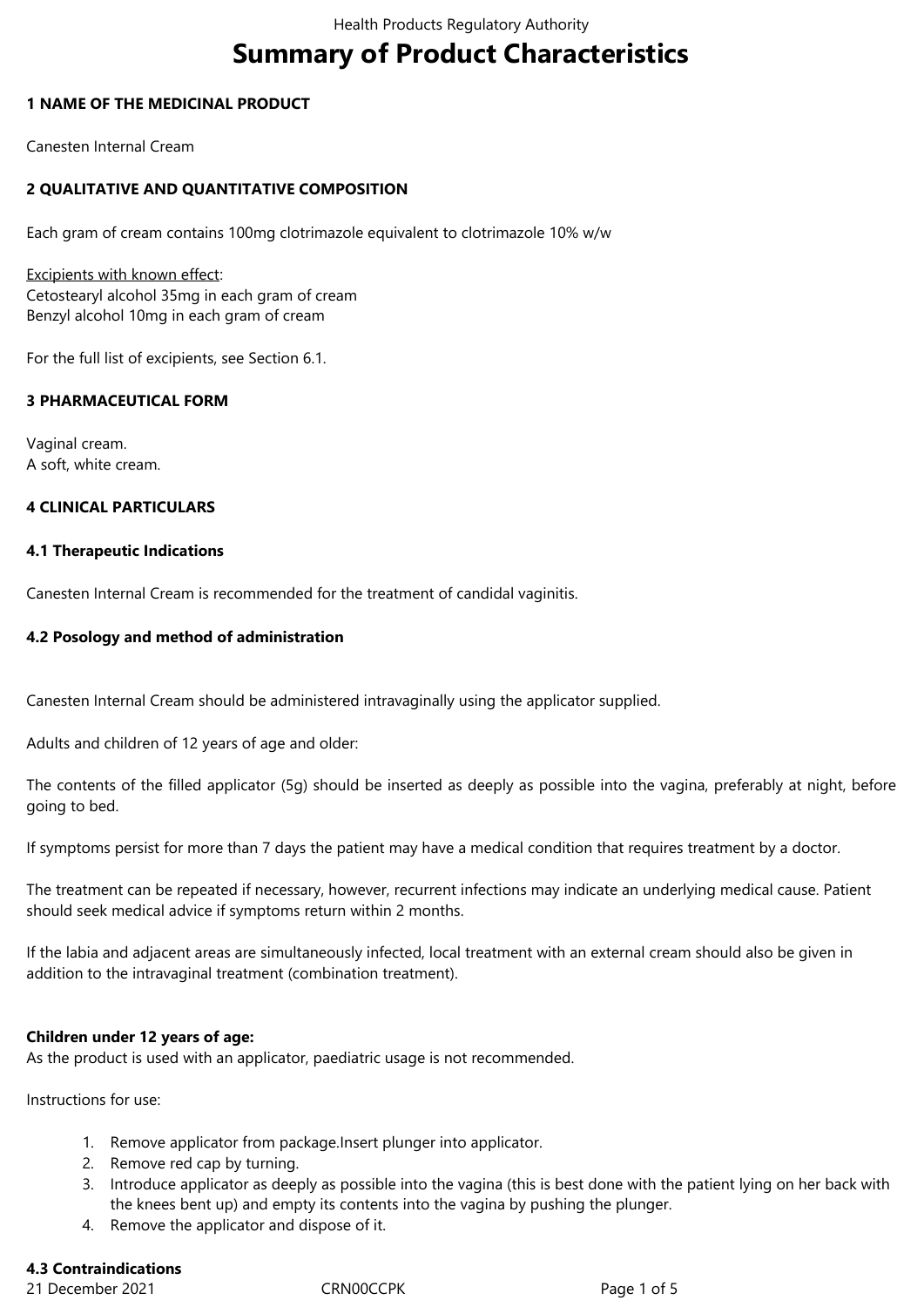# Summary of Product Characteristics

## 1 NAME OF THE MEDICINAL PRODUCT

Canesten Internal Cream

## 2 QUALITATIVE AND QUANTITATIVE COMPOSITION

Each gram of cream contains 100mg clotrimazole equivalent to clotrimazole 10% w/w

Excipients with known effect:
Cetostearyl alcohol 35mg in each gram of cream
Benzyl alcohol 10mg in each gram of cream

For the full list of excipients, see Section 6.1.

## 3 PHARMACEUTICAL FORM

Vaginal cream.
A soft, white cream.

## 4 CLINICAL PARTICULARS

### 4.1 Therapeutic Indications

Canesten Internal Cream is recommended for the treatment of candidal vaginitis.

### 4.2 Posology and method of administration

Canesten Internal Cream should be administered intravaginally using the applicator supplied.

Adults and children of 12 years of age and older:

The contents of the filled applicator (5g) should be inserted as deeply as possible into the vagina, preferably at night, before going to bed.

If symptoms persist for more than 7 days the patient may have a medical condition that requires treatment by a doctor.

The treatment can be repeated if necessary, however, recurrent infections may indicate an underlying medical cause. Patient should seek medical advice if symptoms return within 2 months.

If the labia and adjacent areas are simultaneously infected, local treatment with an external cream should also be given in addition to the intravaginal treatment (combination treatment).

**Children under 12 years of age:**
As the product is used with an applicator, paediatric usage is not recommended.

Instructions for use:

1. Remove applicator from package.Insert plunger into applicator.
2. Remove red cap by turning.
3. Introduce applicator as deeply as possible into the vagina (this is best done with the patient lying on her back with the knees bent up) and empty its contents into the vagina by pushing the plunger.
4. Remove the applicator and dispose of it.

### 4.3 Contraindications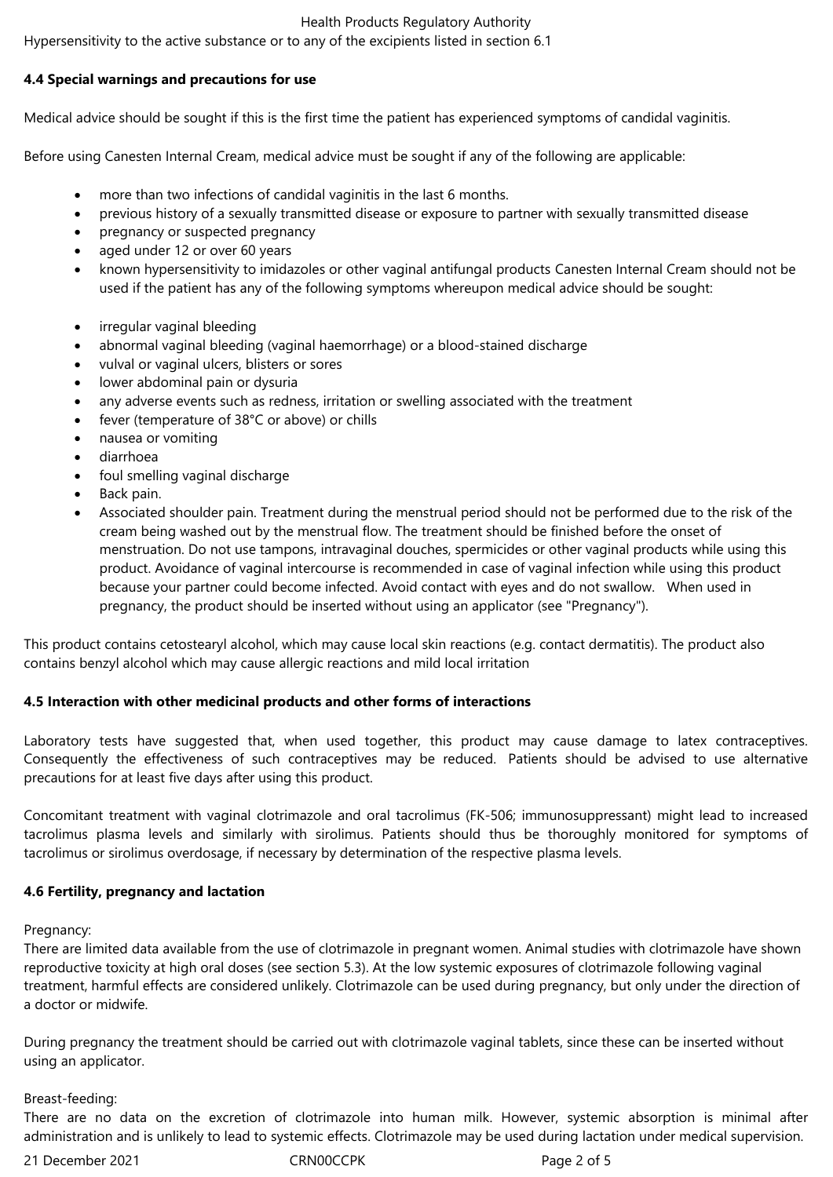Hypersensitivity to the active substance or to any of the excipients listed in section 6.1

### 4.4 Special warnings and precautions for use

Medical advice should be sought if this is the first time the patient has experienced symptoms of candidal vaginitis.

Before using Canesten Internal Cream, medical advice must be sought if any of the following are applicable:

- more than two infections of candidal vaginitis in the last 6 months.
- previous history of a sexually transmitted disease or exposure to partner with sexually transmitted disease
- pregnancy or suspected pregnancy
- aged under 12 or over 60 years
- known hypersensitivity to imidazoles or other vaginal antifungal products Canesten Internal Cream should not be used if the patient has any of the following symptoms whereupon medical advice should be sought:

- irregular vaginal bleeding
- abnormal vaginal bleeding (vaginal haemorrhage) or a blood-stained discharge
- vulval or vaginal ulcers, blisters or sores
- lower abdominal pain or dysuria
- any adverse events such as redness, irritation or swelling associated with the treatment
- fever (temperature of 38°C or above) or chills
- nausea or vomiting
- diarrhoea
- foul smelling vaginal discharge
- Back pain.
- Associated shoulder pain. Treatment during the menstrual period should not be performed due to the risk of the cream being washed out by the menstrual flow. The treatment should be finished before the onset of menstruation. Do not use tampons, intravaginal douches, spermicides or other vaginal products while using this product. Avoidance of vaginal intercourse is recommended in case of vaginal infection while using this product because your partner could become infected. Avoid contact with eyes and do not swallow. When used in pregnancy, the product should be inserted without using an applicator (see "Pregnancy").

This product contains cetostearyl alcohol, which may cause local skin reactions (e.g. contact dermatitis). The product also contains benzyl alcohol which may cause allergic reactions and mild local irritation

### 4.5 Interaction with other medicinal products and other forms of interactions

Laboratory tests have suggested that, when used together, this product may cause damage to latex contraceptives. Consequently the effectiveness of such contraceptives may be reduced. Patients should be advised to use alternative precautions for at least five days after using this product.

Concomitant treatment with vaginal clotrimazole and oral tacrolimus (FK-506; immunosuppressant) might lead to increased tacrolimus plasma levels and similarly with sirolimus. Patients should thus be thoroughly monitored for symptoms of tacrolimus or sirolimus overdosage, if necessary by determination of the respective plasma levels.

### 4.6 Fertility, pregnancy and lactation

Pregnancy:
There are limited data available from the use of clotrimazole in pregnant women. Animal studies with clotrimazole have shown reproductive toxicity at high oral doses (see section 5.3). At the low systemic exposures of clotrimazole following vaginal treatment, harmful effects are considered unlikely. Clotrimazole can be used during pregnancy, but only under the direction of a doctor or midwife.

During pregnancy the treatment should be carried out with clotrimazole vaginal tablets, since these can be inserted without using an applicator.

Breast-feeding:
There are no data on the excretion of clotrimazole into human milk. However, systemic absorption is minimal after administration and is unlikely to lead to systemic effects. Clotrimazole may be used during lactation under medical supervision.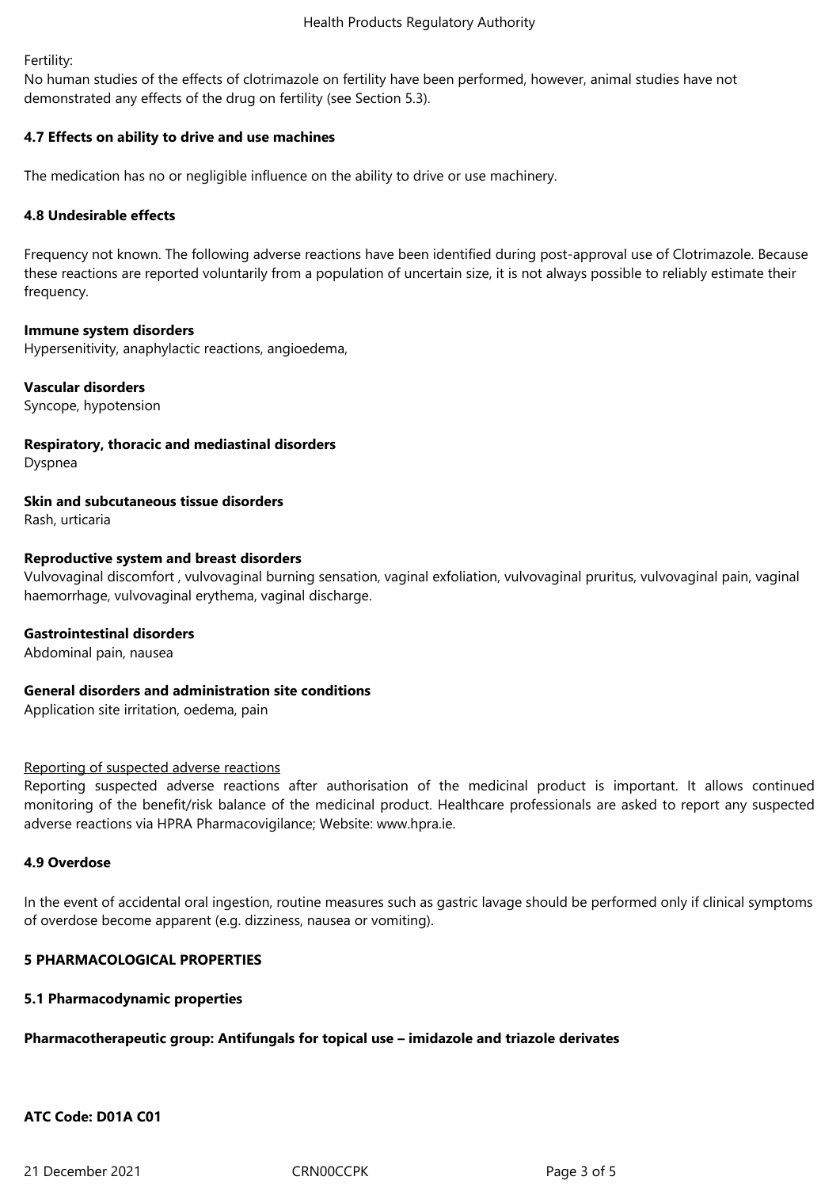Fertility:
No human studies of the effects of clotrimazole on fertility have been performed, however, animal studies have not demonstrated any effects of the drug on fertility (see Section 5.3).

**4.7 Effects on ability to drive and use machines**

The medication has no or negligible influence on the ability to drive or use machinery.

**4.8 Undesirable effects**

Frequency not known. The following adverse reactions have been identified during post-approval use of Clotrimazole. Because these reactions are reported voluntarily from a population of uncertain size, it is not always possible to reliably estimate their frequency.

**Immune system disorders**
Hypersenitivity, anaphylactic reactions, angioedema,

**Vascular disorders**
Syncope, hypotension

**Respiratory, thoracic and mediastinal disorders**
Dyspnea

**Skin and subcutaneous tissue disorders**
Rash, urticaria

**Reproductive system and breast disorders**
Vulvovaginal discomfort , vulvovaginal burning sensation, vaginal exfoliation, vulvovaginal pruritus, vulvovaginal pain, vaginal haemorrhage, vulvovaginal erythema, vaginal discharge.

**Gastrointestinal disorders**
Abdominal pain, nausea

**General disorders and administration site conditions**
Application site irritation, oedema, pain

Reporting of suspected adverse reactions
Reporting suspected adverse reactions after authorisation of the medicinal product is important. It allows continued monitoring of the benefit/risk balance of the medicinal product. Healthcare professionals are asked to report any suspected adverse reactions via HPRA Pharmacovigilance; Website: www.hpra.ie.

**4.9 Overdose**

In the event of accidental oral ingestion, routine measures such as gastric lavage should be performed only if clinical symptoms of overdose become apparent (e.g. dizziness, nausea or vomiting).

**5 PHARMACOLOGICAL PROPERTIES**

**5.1 Pharmacodynamic properties**

**Pharmacotherapeutic group: Antifungals for topical use – imidazole and triazole derivates**

**ATC Code: D01A C01**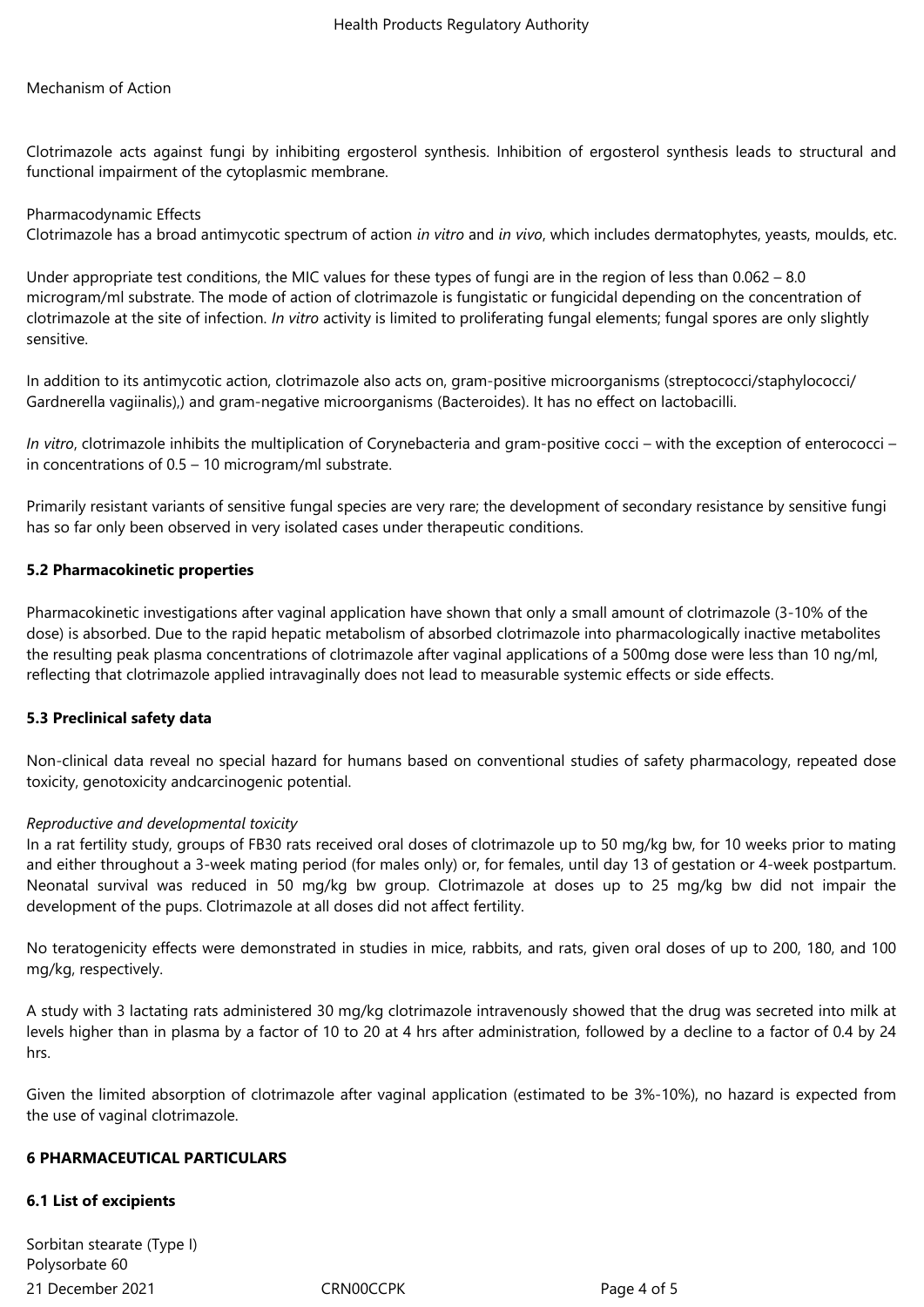Mechanism of Action

Clotrimazole acts against fungi by inhibiting ergosterol synthesis. Inhibition of ergosterol synthesis leads to structural and functional impairment of the cytoplasmic membrane.

Pharmacodynamic Effects
Clotrimazole has a broad antimycotic spectrum of action *in vitro* and *in vivo*, which includes dermatophytes, yeasts, moulds, etc.

Under appropriate test conditions, the MIC values for these types of fungi are in the region of less than 0.062 – 8.0 microgram/ml substrate. The mode of action of clotrimazole is fungistatic or fungicidal depending on the concentration of clotrimazole at the site of infection. *In vitro* activity is limited to proliferating fungal elements; fungal spores are only slightly sensitive.

In addition to its antimycotic action, clotrimazole also acts on, gram-positive microorganisms (streptococci/staphylococci/ Gardnerella vagiinalis),) and gram-negative microorganisms (Bacteroides). It has no effect on lactobacilli.

*In vitro*, clotrimazole inhibits the multiplication of Corynebacteria and gram-positive cocci – with the exception of enterococci – in concentrations of 0.5 – 10 microgram/ml substrate.

Primarily resistant variants of sensitive fungal species are very rare; the development of secondary resistance by sensitive fungi has so far only been observed in very isolated cases under therapeutic conditions.

**5.2 Pharmacokinetic properties**

Pharmacokinetic investigations after vaginal application have shown that only a small amount of clotrimazole (3-10% of the dose) is absorbed. Due to the rapid hepatic metabolism of absorbed clotrimazole into pharmacologically inactive metabolites the resulting peak plasma concentrations of clotrimazole after vaginal applications of a 500mg dose were less than 10 ng/ml, reflecting that clotrimazole applied intravaginally does not lead to measurable systemic effects or side effects.

**5.3 Preclinical safety data**

Non-clinical data reveal no special hazard for humans based on conventional studies of safety pharmacology, repeated dose toxicity, genotoxicity andcarcinogenic potential.

*Reproductive and developmental toxicity*
In a rat fertility study, groups of FB30 rats received oral doses of clotrimazole up to 50 mg/kg bw, for 10 weeks prior to mating and either throughout a 3-week mating period (for males only) or, for females, until day 13 of gestation or 4-week postpartum. Neonatal survival was reduced in 50 mg/kg bw group. Clotrimazole at doses up to 25 mg/kg bw did not impair the development of the pups. Clotrimazole at all doses did not affect fertility.

No teratogenicity effects were demonstrated in studies in mice, rabbits, and rats, given oral doses of up to 200, 180, and 100 mg/kg, respectively.

A study with 3 lactating rats administered 30 mg/kg clotrimazole intravenously showed that the drug was secreted into milk at levels higher than in plasma by a factor of 10 to 20 at 4 hrs after administration, followed by a decline to a factor of 0.4 by 24 hrs.

Given the limited absorption of clotrimazole after vaginal application (estimated to be 3%-10%), no hazard is expected from the use of vaginal clotrimazole.

**6 PHARMACEUTICAL PARTICULARS**

**6.1 List of excipients**

Sorbitan stearate (Type I)
Polysorbate 60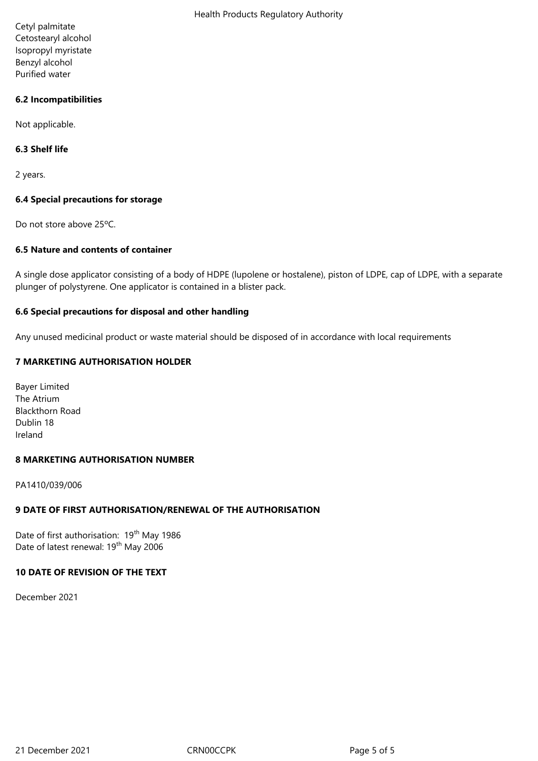Cetyl palmitate
Cetostearyl alcohol
Isopropyl myristate
Benzyl alcohol
Purified water

### 6.2 Incompatibilities

Not applicable.

### 6.3 Shelf life

2 years.

### 6.4 Special precautions for storage

Do not store above 25ºC.

### 6.5 Nature and contents of container

A single dose applicator consisting of a body of HDPE (lupolene or hostalene), piston of LDPE, cap of LDPE, with a separate plunger of polystyrene. One applicator is contained in a blister pack.

### 6.6 Special precautions for disposal and other handling

Any unused medicinal product or waste material should be disposed of in accordance with local requirements

## 7 MARKETING AUTHORISATION HOLDER

Bayer Limited
The Atrium
Blackthorn Road
Dublin 18
Ireland

## 8 MARKETING AUTHORISATION NUMBER

PA1410/039/006

## 9 DATE OF FIRST AUTHORISATION/RENEWAL OF THE AUTHORISATION

Date of first authorisation: 19th May 1986
Date of latest renewal: 19th May 2006

## 10 DATE OF REVISION OF THE TEXT

December 2021